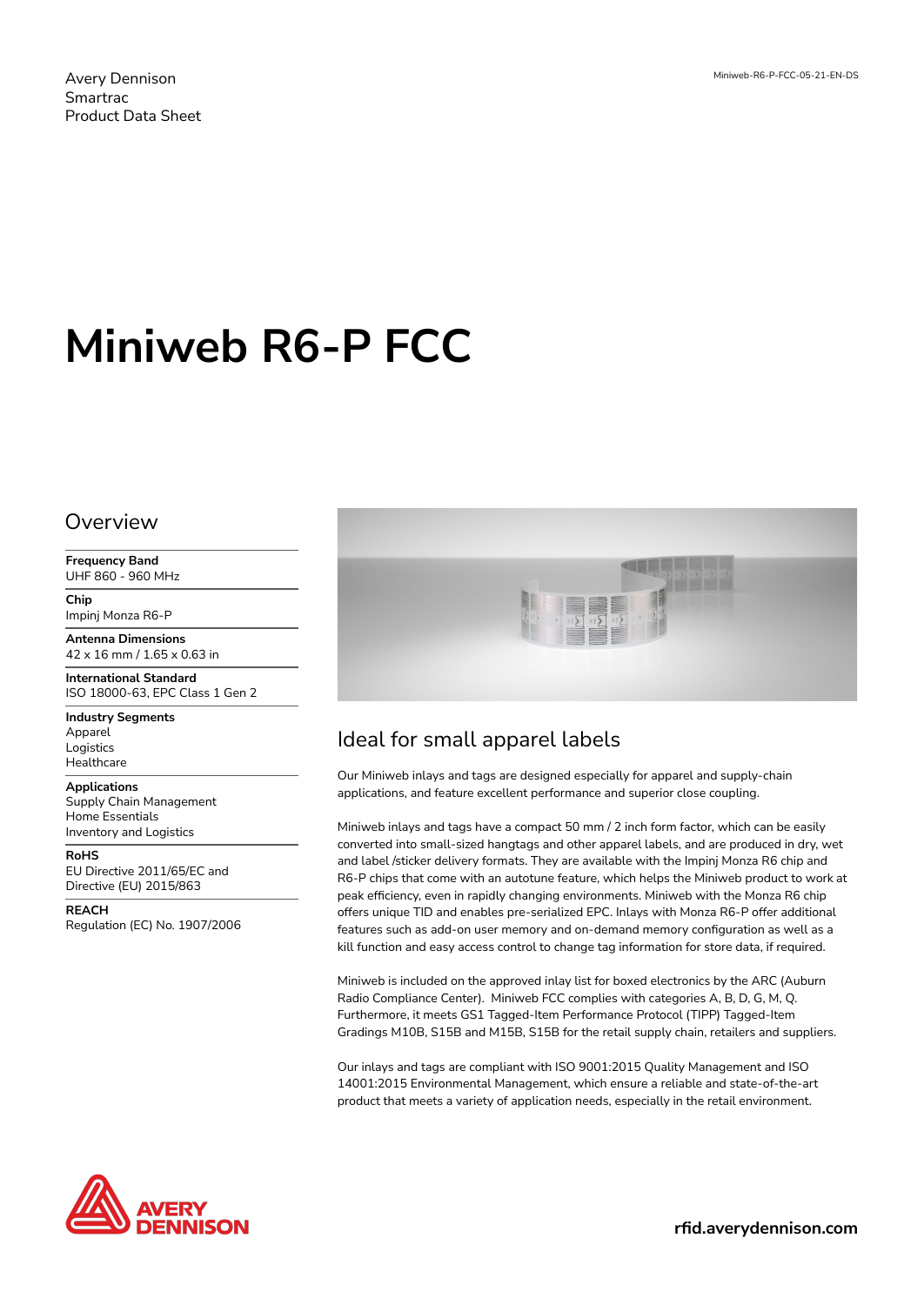Avery Dennison
Smartrac
Product Data Sheet

Miniweb-R6-P-FCC-05-21-EN-DS

# Miniweb R6-P FCC

## Overview

**Frequency Band**
UHF 860 - 960 MHz

**Chip**
Impinj Monza R6-P

**Antenna Dimensions**
42 x 16 mm / 1.65 x 0.63 in

**International Standard**
ISO 18000-63, EPC Class 1 Gen 2

**Industry Segments**
Apparel
Logistics
Healthcare

**Applications**
Supply Chain Management
Home Essentials
Inventory and Logistics

**RoHS**
EU Directive 2011/65/EC and Directive (EU) 2015/863

**REACH**
Regulation (EC) No. 1907/2006

## Ideal for small apparel labels

Our Miniweb inlays and tags are designed especially for apparel and supply-chain applications, and feature excellent performance and superior close coupling.

Miniweb inlays and tags have a compact 50 mm / 2 inch form factor, which can be easily converted into small-sized hangtags and other apparel labels, and are produced in dry, wet and label /sticker delivery formats. They are available with the Impinj Monza R6 chip and R6-P chips that come with an autotune feature, which helps the Miniweb product to work at peak efficiency, even in rapidly changing environments. Miniweb with the Monza R6 chip offers unique TID and enables pre-serialized EPC. Inlays with Monza R6-P offer additional features such as add-on user memory and on-demand memory configuration as well as a kill function and easy access control to change tag information for store data, if required.

Miniweb is included on the approved inlay list for boxed electronics by the ARC (Auburn Radio Compliance Center). Miniweb FCC complies with categories A, B, D, G, M, Q. Furthermore, it meets GS1 Tagged-Item Performance Protocol (TIPP) Tagged-Item Gradings M10B, S15B and M15B, S15B for the retail supply chain, retailers and suppliers.

Our inlays and tags are compliant with ISO 9001:2015 Quality Management and ISO 14001:2015 Environmental Management, which ensure a reliable and state-of-the-art product that meets a variety of application needs, especially in the retail environment.

AVERY DENNISON

rfid.averydennison.com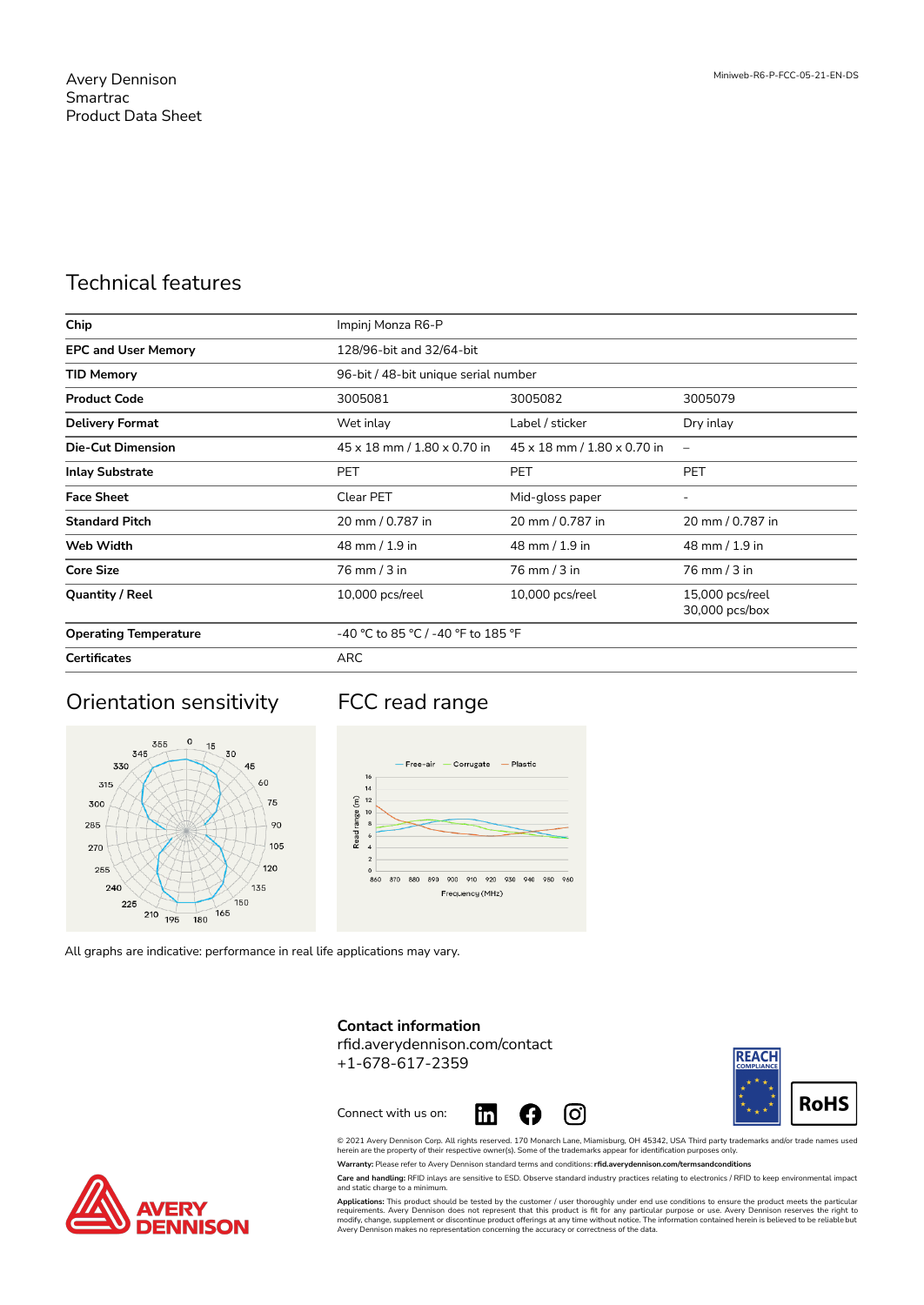Avery Dennison
Smartrac
Product Data Sheet

Miniweb-R6-P-FCC-05-21-EN-DS

## Technical features

| | | | |
|---|---|---|---|
| **Chip** | Impinj Monza R6-P | | |
| **EPC and User Memory** | 128/96-bit and 32/64-bit | | |
| **TID Memory** | 96-bit / 48-bit unique serial number | | |
| **Product Code** | 3005081 | 3005082 | 3005079 |
| **Delivery Format** | Wet inlay | Label / sticker | Dry inlay |
| **Die-Cut Dimension** | 45 x 18 mm / 1.80 x 0.70 in | 45 x 18 mm / 1.80 x 0.70 in | – |
| **Inlay Substrate** | PET | PET | PET |
| **Face Sheet** | Clear PET | Mid-gloss paper | - |
| **Standard Pitch** | 20 mm / 0.787 in | 20 mm / 0.787 in | 20 mm / 0.787 in |
| **Web Width** | 48 mm / 1.9 in | 48 mm / 1.9 in | 48 mm / 1.9 in |
| **Core Size** | 76 mm / 3 in | 76 mm / 3 in | 76 mm / 3 in |
| **Quantity / Reel** | 10,000 pcs/reel | 10,000 pcs/reel | 15,000 pcs/reel<br>30,000 pcs/box |
| **Operating Temperature** | -40 °C to 85 °C / -40 °F to 185 °F | | |
| **Certificates** | ARC | | |

## Orientation sensitivity

0 15 30 45 60 75 90 105 120 135 150 165 180 195 210 225 240 255 270 285 300 315 330 345 355

## FCC read range

Free-air Corrugate Plastic

Read range (m)

0 2 4 6 8 10 12 14 16

860 870 880 890 900 910 920 930 940 950 960

Frequency (MHz)

All graphs are indicative: performance in real life applications may vary.

**Contact information**
rfid.averydennison.com/contact
+1-678-617-2359

Connect with us on:

REACH COMPLIANCE

RoHS

© 2021 Avery Dennison Corp. All rights reserved. 170 Monarch Lane, Miamisburg, OH 45342, USA Third party trademarks and/or trade names used herein are the property of their respective owner(s). Some of the trademarks appear for identification purposes only.

**Warranty:** Please refer to Avery Dennison standard terms and conditions: **rfid.averydennison.com/termsandconditions**

**Care and handling:** RFID inlays are sensitive to ESD. Observe standard industry practices relating to electronics / RFID to keep environmental impact and static charge to a minimum.

**Applications:** This product should be tested by the customer / user thoroughly under end use conditions to ensure the product meets the particular requirements. Avery Dennison does not represent that this product is fit for any particular purpose or use. Avery Dennison reserves the right to modify, change, supplement or discontinue product offerings at any time without notice. The information contained herein is believed to be reliable but Avery Dennison makes no representation concerning the accuracy or correctness of the data.

AVERY DENNISON